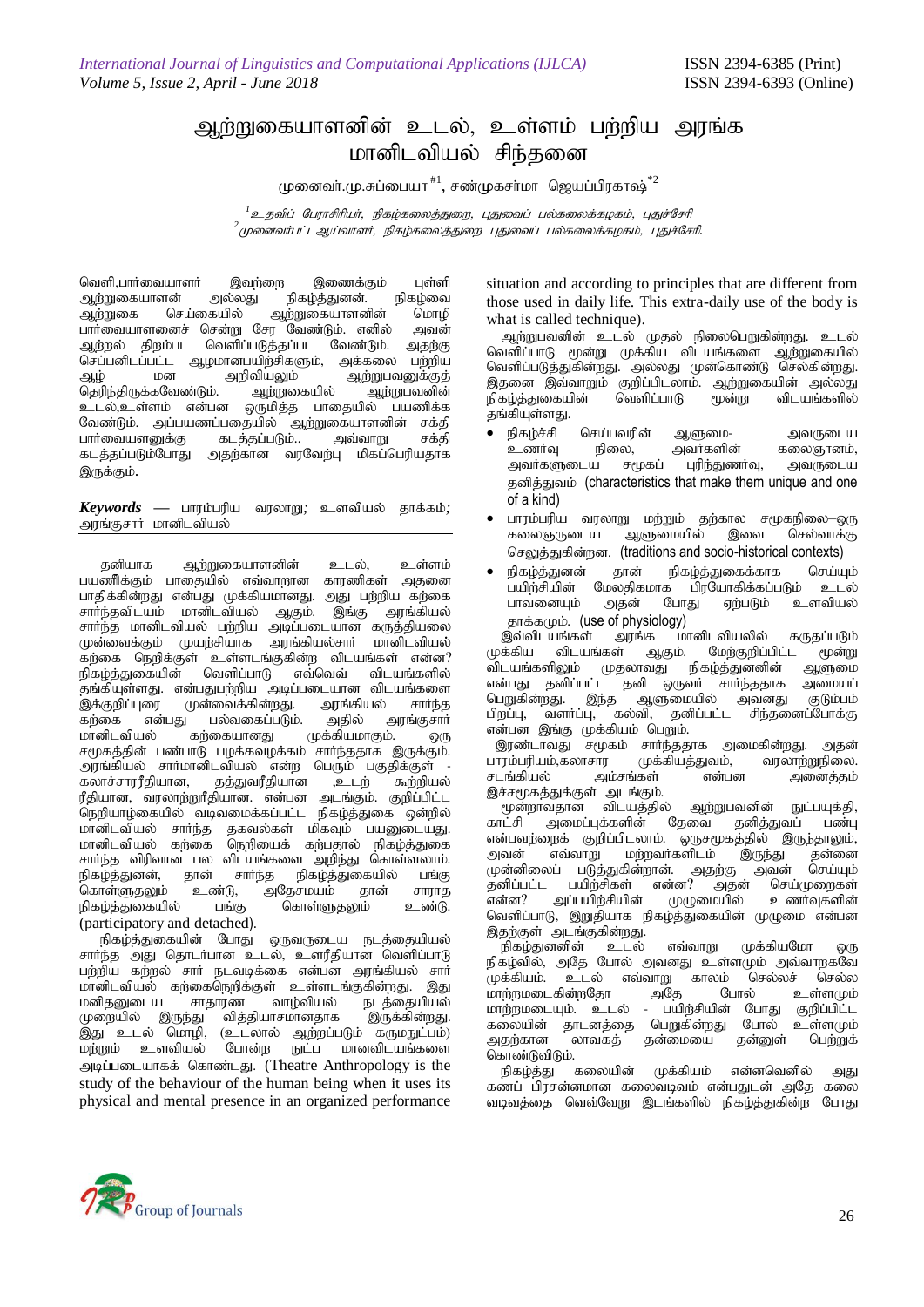# ஆற்றுகையாளனின் உடல், உள்ளம் பற்றிய அரங்க மானிடவியல் சிந்தனை

முனைவர்.மு.சுப்பையா[#1], சண்முகசர்மா ஜெயப்பிரகாஷ்[*2]

[1]உதவிப் பேராசிரியர், நிகழ்கலைத்துறை, புதுவைப் பல்கலைக்கழகம், புதுச்சேரி
[2]முனைவர்பட்ட ஆய்வாளர், நிகழ்கலைத்துறை புதுவைப் பல்கலைக்கழகம், புதுச்சேரி.

வெளி,பார்வையாளர் இவற்றை இணைக்கும் புள்ளி ஆற்றுகையாளன் அல்லது நிகழ்த்துனன். நிகழ்வை ஆற்றுகை செய்கையில் ஆற்றுகையாளனின் மொழி பார்வையாளனைச் சென்று சேர வேண்டும். எனில் அவன் ஆற்றல் திறம்பட வெளிப்படுத்தப்பட வேண்டும். அதற்கு செப்பனிடப்பட்ட ஆழமானபயிற்சிகளும், அக்கலை பற்றிய ஆழ் மன அறிவியலும் ஆற்றுபவனுக்குத் தெரிந்திருக்கவேண்டும். ஆற்றுகையில் ஆற்றுபவனின் உடல்,உள்ளம் என்பன ஒருமித்த பாதையில் பயணிக்க வேண்டும். அப்பயணப்பதையில் ஆற்றுகையாளனின் சக்தி பார்வையாளனுக்கு கடத்தப்படும்.. அவ்வாறு சக்தி கடத்தப்படும்போது அதற்கான வரவேற்பு மிகப்பெரியதாக இருக்கும்.

***Keywords*** — பாரம்பரிய வரலாறு; உளவியல் தாக்கம்; அரங்குசார் மானிடவியல்

தனியாக ஆற்றுகையாளனின் உடல், உள்ளம் பயணிக்கும் பாதையில் எவ்வாறான காரணிகள் அதனை பாதிக்கின்றது என்பது முக்கியமானது. அது பற்றிய கற்கை சார்ந்தவிடயம் மானிடவியல் ஆகும். இங்கு அரங்கியல் சார்ந்த மானிடவியல் பற்றிய அடிப்படையான கருத்தியலை முன்வைக்கும் முயற்சியாக அரங்கியல்சார் மானிடவியல் கற்கை நெறிக்குள் உள்ளடங்குகின்ற விடயங்கள் என்ன? நிகழ்த்துகையின் வெளிப்பாடு எவ்வெவ் விடயங்களில் தங்கியுள்ளது. என்பதுபற்றிய அடிப்படையான விடயங்களை இக்குறிப்புரை முன்வைக்கின்றது. அரங்கியல் சார்ந்த கற்கை என்பது பல்வகைப்படும். அதில் அரங்குசார் மானிடவியல் கற்கையானது முக்கியமாகும். ஒரு சமூகத்தின் பண்பாடு பழக்கவழக்கம் சார்ந்ததாக இருக்கும். அரங்கியல் சார்மானிடவியல் என்ற பெரும் பகுதிக்குள் - கலாச்சாரரீதியான, தத்துவரீதியான ,உடற் கூற்றியல் ரீதியான, வரலாற்றுரீதியான. என்பன அடங்கும். குறிப்பிட்ட நெறியாழ்கையில் வடிவமைக்கப்பட்ட நிகழ்த்துகை ஒன்றில் மானிடவியல் சார்ந்த தகவல்கள் மிகவும் பயனுடையது. மானிடவியல் கற்கை நெறியைக் கற்பதால் நிகழ்த்துகை சார்ந்த விரிவான பல விடயங்களை அறிந்து கொள்ளலாம். நிகழ்த்துனன், தான் சார்ந்த நிகழ்த்துகையில் பங்கு கொள்ளுதலும் உண்டு, அதேசமயம் தான் சாராத நிகழ்த்துகையில் பங்கு கொள்ளுதலும் உண்டு. (participatory and detached).

நிகழ்த்துகையின் போது ஒருவருடைய நடத்தையியல் சார்ந்த அது தொடர்பான உடல், உளரீதியான வெளிப்பாடு பற்றிய கற்றல் சார் நடவடிக்கை என்பன அரங்கியல் சார் மானிடவியல் கற்கைநெறிக்குள் உள்ளடங்குகின்றது. இது மனிதனுடைய சாதாரண வாழ்வியல் நடத்தையியல் முறையில் இருந்து வித்தியாசமானதாக இருக்கின்றது. இது உடல் மொழி, (உடலால் ஆற்றப்படும் கருமநுட்பம்) மற்றும் உளவியல் போன்ற நுட்ப மானவிடயங்களை அடிப்படையாகக் கொண்டது. (Theatre Anthropology is the study of the behaviour of the human being when it uses its physical and mental presence in an organized performance situation and according to principles that are different from those used in daily life. This extra-daily use of the body is what is called technique).

ஆற்றுபவனின் உடல் முதல் நிலைபெறுகின்றது. உடல் வெளிப்பாடு மூன்று முக்கிய விடயங்களை ஆற்றுகையில் வெளிப்படுத்துகின்றது. அல்லது முன்கொண்டு செல்கின்றது. இதனை இவ்வாறும் குறிப்பிடலாம். ஆற்றுகையின் அல்லது நிகழ்த்துகையின் வெளிப்பாடு மூன்று விடயங்களில் தங்கியுள்ளது.

- நிகழ்ச்சி செய்பவரின் ஆளுமை- அவருடைய உணர்வு நிலை, அவர்களின் கலைஞானம், அவர்களுடைய சமூகப் புரிந்துணர்வு, அவருடைய தனித்துவம் (characteristics that make them unique and one of a kind)
- பாரம்பரிய வரலாறு மற்றும் தற்கால சமூகநிலை–ஒரு கலைஞருடைய ஆளுமையில் இவை செல்வாக்கு செலுத்துகின்றன. (traditions and socio-historical contexts)
- நிகழ்த்துனன் தான் நிகழ்த்துகைக்காக செய்யும் பயிற்சியின் மேலதிகமாக பிரயோகிக்கப்படும் உடல் பாவனையும் அதன் போது ஏற்படும் உளவியல் தாக்கமும். (use of physiology)

இவ்விடயங்கள் அரங்க மானிடவியலில் கருதப்படும் முக்கிய விடயங்கள் ஆகும். மேற்குறிப்பிட்ட மூன்று விடயங்களிலும் முதலாவது நிகழ்த்துனனின் ஆளுமை என்பது தனிப்பட்ட தனி ஒருவர் சார்ந்ததாக அமையப் பெறுகின்றது. இந்த ஆளுமையில் அவனது குடும்பம் பிறப்பு, வளர்ப்பு, கல்வி, தனிப்பட்ட சிந்தனைப்போக்கு என்பன இங்கு முக்கியம் பெறும்.

இரண்டாவது சமூகம் சார்ந்ததாக அமைகின்றது. அதன் பாரம்பரியம்,கலாசார முக்கியத்துவம், வரலாற்றுநிலை. சடங்கியல் அம்சங்கள் என்பன அனைத்தும் இச்சமூகத்துக்குள் அடங்கும்.

மூன்றாவதான விடயத்தில் ஆற்றுபவனின் நுட்பயுக்தி, காட்சி அமைப்புக்களின் தேவை தனித்துவப் பண்பு என்பவற்றைக் குறிப்பிடலாம். ஒருசமூகத்தில் இருந்தாலும், அவன் எவ்வாறு மற்றவர்களிடம் இருந்து தன்னை முன்னிலைப் படுத்துகின்றான். அதற்கு அவன் செய்யும் தனிப்பட்ட பயிற்சிகள் என்ன? அதன் செய்முறைகள் என்ன? அப்பயிற்சியின் முழுமையில் உணர்வுகளின் வெளிப்பாடு, இறுதியாக நிகழ்த்துகையின் முழுமை என்பன இதற்குள் அடங்குகின்றது.

நிகழ்துனனின் உடல் எவ்வாறு முக்கியமோ ஒரு நிகழ்வில், அதே போல் அவனது உள்ளமும் அவ்வாறகவே முக்கியம். உடல் எவ்வாறு காலம் செல்லச் செல்ல மாற்றமடைகின்றதோ அதே போல் உள்ளமும் மாற்றமடையும். உடல் - பயிற்சியின் போது குறிப்பிட்ட கலையின் தாடனத்தை பெறுகின்றது போல் உள்ளமும் அதற்கான லாவகத் தன்மையை தன்னுள் பெற்றுக் கொண்டுவிடும்.

நிகழ்த்து கலையின் முக்கியம் என்னவெனில் அது கணப் பிரசன்னமான கலைவடிவம் என்பதுடன் அதே கலை வடிவத்தை வெவ்வேறு இடங்களில் நிகழ்த்துகின்ற போது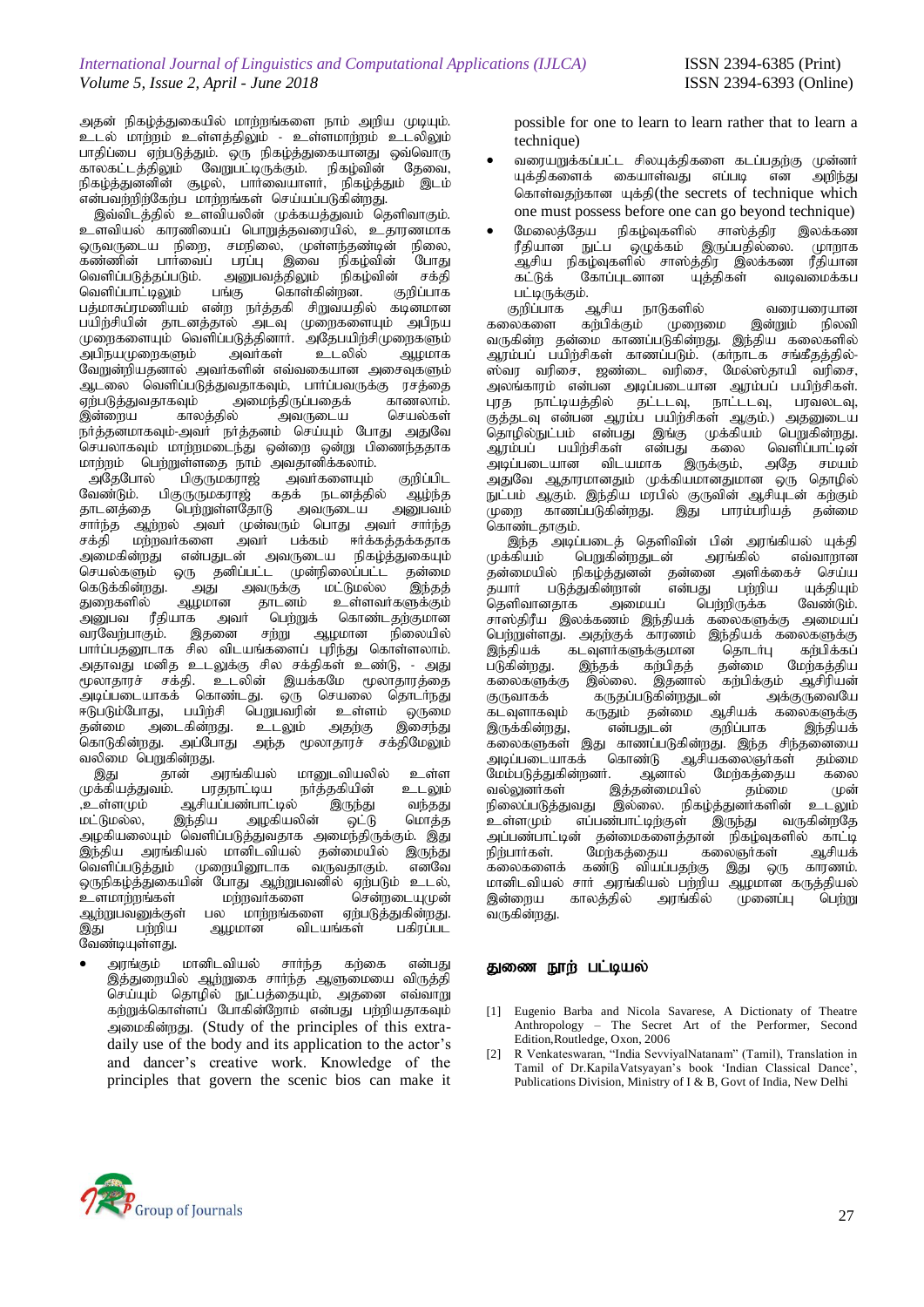அதன் நிகழ்த்துகையில் மாற்றங்களை நாம் அறிய முடியும். உடல் மாற்றம் உள்ளத்திலும் - உள்ளமாற்றம் உடலிலும் பாதிப்பை ஏற்படுத்தும். ஒரு நிகழ்த்துகையானது ஒவ்வொரு காலகட்டத்திலும் வேறுபட்டிருக்கும். நிகழ்வின் தேவை, நிகழ்த்துனனின் சூழல், பார்வையாளர், நிகழ்த்தும் இடம் என்பவற்றிற்கேற்ப மாற்றங்கள் செய்யப்படுகின்றது.

இவ்விடத்தில் உளவியலின் முக்கயத்துவம் தெளிவாகும். உளவியல் காரணியைப் பொறுத்தவரையில், உதாரணமாக ஒருவருடைய நிறை, சமநிலை, முள்ளந்தண்டின் நிலை, கண்ணின் பார்வைப் பரப்பு இவை நிகழ்வின் போது வெளிப்படுத்தப்படும். அனுபவத்திலும் நிகழ்வின் சக்தி வெளிப்பாட்டிலும் பங்கு கொள்கின்றன. குறிப்பாக பத்மாசுப்ரமணியம் என்ற நர்த்தகி சிறுவயதில் கடினமான பயிற்சியின் தாடனத்தால் அடவு முறைகளையும் அபிநய முறைகளையும் வெளிப்படுத்தினார். அதேபயிற்சிமுறைகளும் அபிநயமுறைகளும் அவர்கள் உடலில் ஆழமாக வேறுன்றியதனால் அவர்களின் எவ்வகையான அசைவுகளும் ஆடலை வெளிப்படுத்துவதாகவும், பார்ப்பவருக்கு ரசத்தை ஏற்படுத்துவதாகவும் அமைந்திருப்பதைக் காணலாம். இன்றைய காலத்தில் அவருடைய செயல்கள் நர்த்தனமாகவும்-அவர் நர்த்தனம் செய்யும் போது அதுவே செயலாகவும் மாற்றமடைந்து ஒன்றை ஒன்று பிணைத்ததாக மாற்றம் பெற்றுள்ளதை நாம் அவதானிக்கலாம்.

அதேபோல் பிகுருமகராஜ் அவர்களையும் குறிப்பிட வேண்டும். பிகுருருமகராஜ் கதக் நடனத்தில் ஆழ்ந்த தாடனத்தை பெற்றுள்ளதோடு அவருடைய அனுபவம் சார்ந்த ஆற்றல் அவர் முன்வரும் பொது அவர் சார்ந்த சக்தி மற்றவர்களை அவர் பக்கம் ஈர்க்கத்தக்கதாக அமைகின்றது என்பதுடன் அவருடைய நிகழ்த்துகையும் செயல்களும் ஒரு தனிப்பட்ட முன்நிலைப்பட்ட தன்மை கெடுக்கின்றது. அது அவருக்கு மட்டுமல்ல இந்தத் துறைகளில் ஆழமான தாடனம் உள்ளவர்களுக்கும் அனுபவ ரீதியாக அவர் பெற்றுக் கொண்டதற்குமான வரவேற்பாகும். இதனை சற்று ஆழமான நிலையில் பார்ப்பதனூடாக சில விடயங்களைப் புரிந்து கொள்ளலாம். அதாவது மனித உடலுக்கு சில சக்திகள் உண்டு, - அது மூலாதாரச் சக்தி. உடலின் இயக்கமே மூலாதாரத்தை அடிப்படையாகக் கொண்டது. ஒரு செயலை தொடர்ந்து ஈடுபடும்போது, பயிற்சி பெறுபவரின் உள்ளம் ஒருமை தன்மை அடைகின்றது. உடலும் அதற்கு இசைந்து கொடுக்கின்றது. அப்போது அந்த மூலாதாரச் சக்திமேலும் வலிமை பெறுகின்றது.

இது தான் அரங்கியல் மானுடவியலில் உள்ள முக்கியத்துவம். பரதநாட்டிய நர்த்தகியின் உடலும் ,உள்ளமும் ஆசியப்பண்பாட்டில் இருந்து வந்தது மட்டுமல்ல, இந்திய அழகியலின் ஒட்டு மொத்த அழகியலையும் வெளிப்படுத்துவதாக அமைந்திருக்கும். இது இந்திய அரங்கியல் மானிடவியல் தன்மையில் இருந்து வெளிப்படுத்தும் முறையினூடாக வருவதாகும். எனவே ஒருநிகழ்த்துகையின் போது ஆற்றுபவனில் ஏற்படும் உடல், உளமாற்றங்கள் மற்றவர்களை சென்றடையுமுன் ஆற்றுபவனுக்குள் பல மாற்றங்களை ஏற்படுத்துகின்றது. இது பற்றிய ஆழமான விடயங்கள் பகிரப்பட வேண்டியுள்ளது.

- அரங்கும் மானிடவியல் சார்ந்த கற்கை என்பது இத்துறையில் ஆற்றுகை சார்ந்த ஆளுமையை விருத்தி செய்யும் தொழில் நுட்பத்தையும், அதனை எவ்வாறு கற்றுக்கொள்ளப் போகின்றோம் என்பது பற்றியதாகவும் அமைகின்றது. (Study of the principles of this extra-daily use of the body and its application to the actor's and dancer's creative work. Knowledge of the principles that govern the scenic bios can make it possible for one to learn to learn rather that to learn a technique)
- வரையறுக்கப்பட்ட சிலயுக்திகளை கடப்பதற்கு முன்னர் யுக்திகளைக் கையாள்வது எப்படி என அறிந்து கொள்வதற்கான யுக்தி(the secrets of technique which one must possess before one can go beyond technique)
- மேலைத்தேய நிகழ்வுகளில் சாஸ்த்திர இலக்கண ரீதியான நுட்ப ஒழுக்கம் இருப்பதில்லை. மாறாக ஆசிய நிகழ்வுகளில் சாஸ்த்திர இலக்கண ரீதியான கட்டுக் கோப்புடனான யுத்திகள் வடிவமைக்கப பட்டிருக்கும்.

குறிப்பாக ஆசிய நாடுகளில் வரையரையான கலைகளை கற்பிக்கும் முறைமை இன்றும் நிலவி வருகின்ற தன்மை காணப்படுகின்றது. இந்திய கலைகளில் ஆரம்பப் பயிற்சிகள் காணப்படும். (கர்நாடக சங்கீதத்தில்-ஸ்வர வரிசை, ஜண்டை வரிசை, மேல்ஸ்தாயி வரிசை, அலங்காரம் என்பன அடிப்படையான ஆரம்பப் பயிற்சிகள். பரத நாட்டியத்தில் தட்டடவு, நாட்டடவு, பரவலடவு, குத்தடவு என்பன ஆரம்ப பயிற்சிகள் ஆகும்.) அதனுடைய தொழில்நுட்பம் என்பது இங்கு முக்கியம் பெறுகின்றது. ஆரம்பப் பயிற்சிகள் என்பது கலை வெளிப்பாட்டின் அடிப்படையான விடயமாக இருக்கும், அதே சமயம் அதுவே ஆதாரமானதும் முக்கியமானதுமான ஒரு தொழில் நுட்பம் ஆகும். இந்திய மரபில் குருவின் ஆசியுடன் கற்கும் முறை காணப்படுகின்றது. இது பாரம்பரியத் தன்மை கொண்டதாகும்.

இந்த அடிப்படைத் தெளிவின் பின் அரங்கியல் யுக்தி முக்கியம் பெறுகின்றதுடன் அரங்கில் எவ்வாறான தன்மையில் நிகழ்த்துனன் தன்னை அளிக்கைச் செய்ய தயார் படுத்துகின்றான் என்பது பற்றிய யுக்தியும் தெளிவானதாக அமையப் பெற்றிருக்க வேண்டும். சாஸ்திரீய இலக்கணம் இந்தியக் கலைகளுக்கு அமையப் பெற்றுள்ளது. அதற்குக் காரணம் இந்தியக் கலைகளுக்கு இந்தியக் கடவுளர்களுக்குமான தொடர்பு கற்பிக்கப் படுகின்றது. இந்தக் கற்பிதத் தன்மை மேற்கத்திய கலைகளுக்கு இல்லை. இதனால் கற்பிக்கும் ஆசிரியன் குருவாகக் கருதப்படுகின்றதுடன் அக்குருவையே கடவுளாகவும் கருதும் தன்மை ஆசியக் கலைகளுக்கு இருக்கின்றது, என்பதுடன் குறிப்பாக இந்தியக் கலைகளுகள் இது காணப்படுகின்றது. இந்த சிந்தனையை அடிப்படையாகக் கொண்டு ஆசியகலைஞர்கள் தம்மை மேம்படுத்துகின்றனர். ஆனால் மேற்கத்தைய கலை வல்லுனர்கள் இத்தன்மையில் தம்மை முன் நிலைப்படுத்துவது இல்லை. நிகழ்த்துனர்களின் உடலும் உள்ளமும் எப்பண்பாட்டிற்குள் இருந்து வருகின்றதே அப்பண்பாட்டின் தன்மைகளைத்தான் நிகழ்வுகளில் காட்டி நிற்பார்கள். மேற்கத்தைய கலைஞர்கள் ஆசியக் கலைகளைக் கண்டு வியப்பதற்கு இது ஒரு காரணம். மானிடவியல் சார் அரங்கியல் பற்றிய ஆழமான கருத்தியல் இன்றைய காலத்தில் அரங்கில் முனைப்பு பெற்று வருகின்றது.

## துணை நூற் பட்டியல்

[1] Eugenio Barba and Nicola Savarese, A Dictionaty of Theatre Anthropology – The Secret Art of the Performer, Second Edition,Routledge, Oxon, 2006

[2] R Venkateswaran, "India SevviyalNatanam" (Tamil), Translation in Tamil of Dr.KapilaVatsyayan's book 'Indian Classical Dance', Publications Division, Ministry of I & B, Govt of India, New Delhi